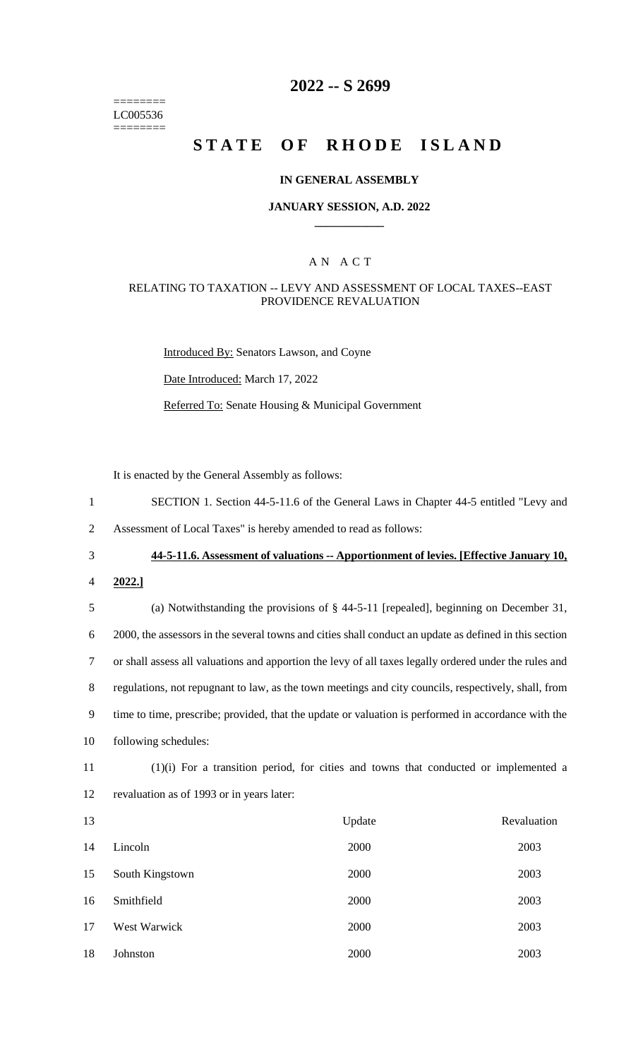========
LC005536
========

# 2022 -- S 2699

# STATE OF RHODE ISLAND

**IN GENERAL ASSEMBLY**

**JANUARY SESSION, A.D. 2022**

A N A C T

RELATING TO TAXATION -- LEVY AND ASSESSMENT OF LOCAL TAXES--EAST PROVIDENCE REVALUATION

Introduced By: Senators Lawson, and Coyne

Date Introduced: March 17, 2022

Referred To: Senate Housing & Municipal Government

It is enacted by the General Assembly as follows:

SECTION 1. Section 44-5-11.6 of the General Laws in Chapter 44-5 entitled "Levy and Assessment of Local Taxes" is hereby amended to read as follows:

**44-5-11.6. Assessment of valuations -- Apportionment of levies. [Effective January 10, 2022.]**

(a) Notwithstanding the provisions of § 44-5-11 [repealed], beginning on December 31, 2000, the assessors in the several towns and cities shall conduct an update as defined in this section or shall assess all valuations and apportion the levy of all taxes legally ordered under the rules and regulations, not repugnant to law, as the town meetings and city councils, respectively, shall, from time to time, prescribe; provided, that the update or valuation is performed in accordance with the following schedules:

(1)(i) For a transition period, for cities and towns that conducted or implemented a revaluation as of 1993 or in years later:

| | Update | Revaluation |
|---|---|---|
| Lincoln | 2000 | 2003 |
| South Kingstown | 2000 | 2003 |
| Smithfield | 2000 | 2003 |
| West Warwick | 2000 | 2003 |
| Johnston | 2000 | 2003 |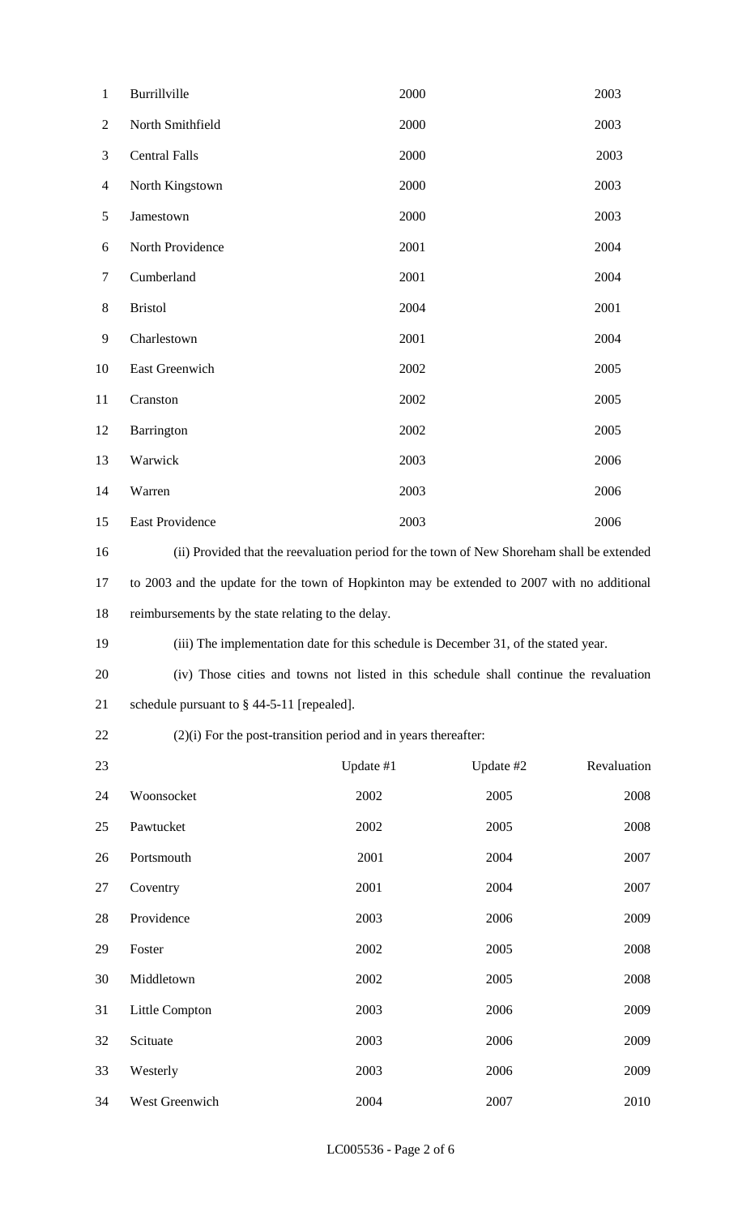| | | |
|---|---|---|
| Burrillville | 2000 | 2003 |
| North Smithfield | 2000 | 2003 |
| Central Falls | 2000 | 2003 |
| North Kingstown | 2000 | 2003 |
| Jamestown | 2000 | 2003 |
| North Providence | 2001 | 2004 |
| Cumberland | 2001 | 2004 |
| Bristol | 2004 | 2001 |
| Charlestown | 2001 | 2004 |
| East Greenwich | 2002 | 2005 |
| Cranston | 2002 | 2005 |
| Barrington | 2002 | 2005 |
| Warwick | 2003 | 2006 |
| Warren | 2003 | 2006 |
| East Providence | 2003 | 2006 |

(ii) Provided that the reevaluation period for the town of New Shoreham shall be extended to 2003 and the update for the town of Hopkinton may be extended to 2007 with no additional reimbursements by the state relating to the delay.

(iii) The implementation date for this schedule is December 31, of the stated year.

(iv) Those cities and towns not listed in this schedule shall continue the revaluation schedule pursuant to § 44-5-11 [repealed].

(2)(i) For the post-transition period and in years thereafter:

| | Update #1 | Update #2 | Revaluation |
|---|---|---|---|
| Woonsocket | 2002 | 2005 | 2008 |
| Pawtucket | 2002 | 2005 | 2008 |
| Portsmouth | 2001 | 2004 | 2007 |
| Coventry | 2001 | 2004 | 2007 |
| Providence | 2003 | 2006 | 2009 |
| Foster | 2002 | 2005 | 2008 |
| Middletown | 2002 | 2005 | 2008 |
| Little Compton | 2003 | 2006 | 2009 |
| Scituate | 2003 | 2006 | 2009 |
| Westerly | 2003 | 2006 | 2009 |
| West Greenwich | 2004 | 2007 | 2010 |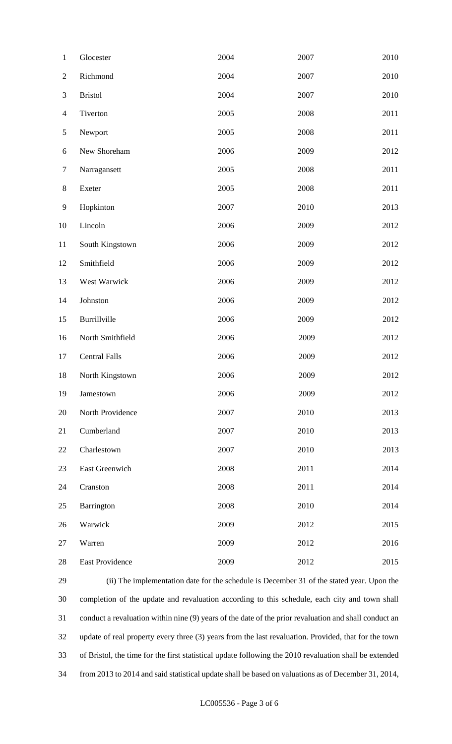| | | | |
|---|---|---|---|
| Glocester | 2004 | 2007 | 2010 |
| Richmond | 2004 | 2007 | 2010 |
| Bristol | 2004 | 2007 | 2010 |
| Tiverton | 2005 | 2008 | 2011 |
| Newport | 2005 | 2008 | 2011 |
| New Shoreham | 2006 | 2009 | 2012 |
| Narragansett | 2005 | 2008 | 2011 |
| Exeter | 2005 | 2008 | 2011 |
| Hopkinton | 2007 | 2010 | 2013 |
| Lincoln | 2006 | 2009 | 2012 |
| South Kingstown | 2006 | 2009 | 2012 |
| Smithfield | 2006 | 2009 | 2012 |
| West Warwick | 2006 | 2009 | 2012 |
| Johnston | 2006 | 2009 | 2012 |
| Burrillville | 2006 | 2009 | 2012 |
| North Smithfield | 2006 | 2009 | 2012 |
| Central Falls | 2006 | 2009 | 2012 |
| North Kingstown | 2006 | 2009 | 2012 |
| Jamestown | 2006 | 2009 | 2012 |
| North Providence | 2007 | 2010 | 2013 |
| Cumberland | 2007 | 2010 | 2013 |
| Charlestown | 2007 | 2010 | 2013 |
| East Greenwich | 2008 | 2011 | 2014 |
| Cranston | 2008 | 2011 | 2014 |
| Barrington | 2008 | 2010 | 2014 |
| Warwick | 2009 | 2012 | 2015 |
| Warren | 2009 | 2012 | 2016 |
| East Providence | 2009 | 2012 | 2015 |

(ii) The implementation date for the schedule is December 31 of the stated year. Upon the completion of the update and revaluation according to this schedule, each city and town shall conduct a revaluation within nine (9) years of the date of the prior revaluation and shall conduct an update of real property every three (3) years from the last revaluation. Provided, that for the town of Bristol, the time for the first statistical update following the 2010 revaluation shall be extended from 2013 to 2014 and said statistical update shall be based on valuations as of December 31, 2014,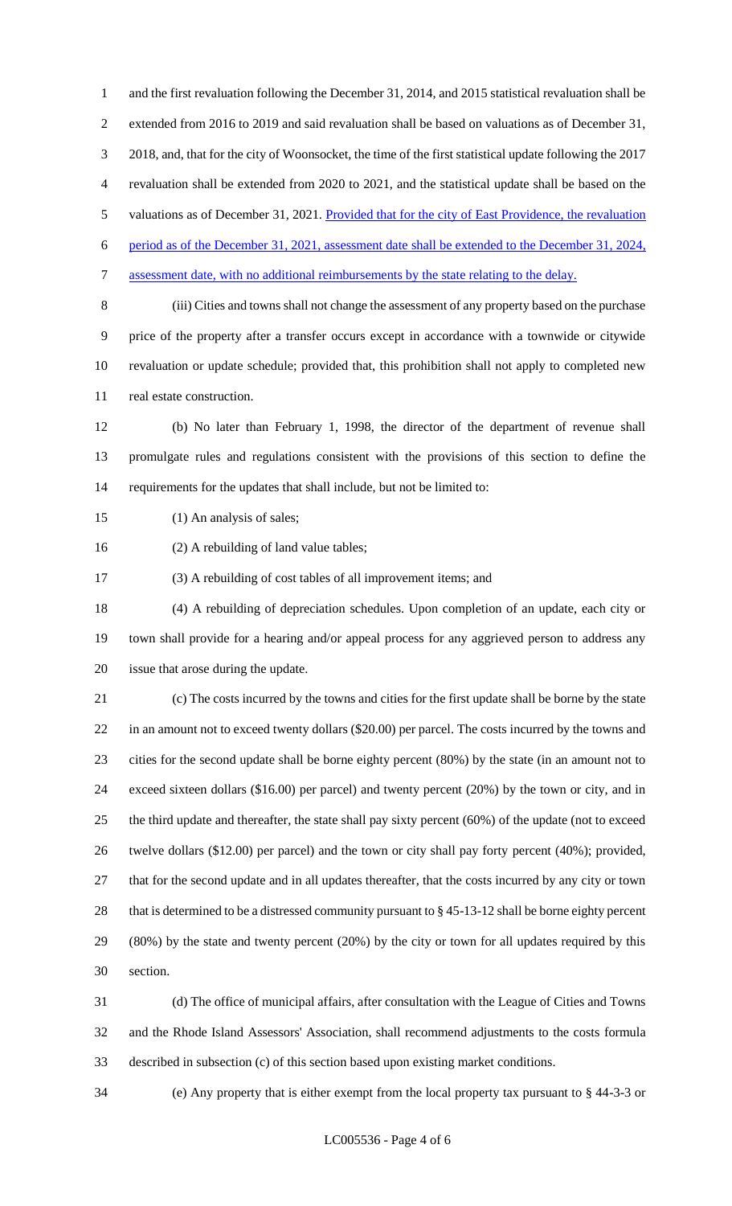and the first revaluation following the December 31, 2014, and 2015 statistical revaluation shall be extended from 2016 to 2019 and said revaluation shall be based on valuations as of December 31, 2018, and, that for the city of Woonsocket, the time of the first statistical update following the 2017 revaluation shall be extended from 2020 to 2021, and the statistical update shall be based on the valuations as of December 31, 2021. <u>Provided that for the city of East Providence, the revaluation period as of the December 31, 2021, assessment date shall be extended to the December 31, 2024, assessment date, with no additional reimbursements by the state relating to the delay.</u>

(iii) Cities and towns shall not change the assessment of any property based on the purchase price of the property after a transfer occurs except in accordance with a townwide or citywide revaluation or update schedule; provided that, this prohibition shall not apply to completed new real estate construction.

(b) No later than February 1, 1998, the director of the department of revenue shall promulgate rules and regulations consistent with the provisions of this section to define the requirements for the updates that shall include, but not be limited to:

(1) An analysis of sales;

(2) A rebuilding of land value tables;

(3) A rebuilding of cost tables of all improvement items; and

(4) A rebuilding of depreciation schedules. Upon completion of an update, each city or town shall provide for a hearing and/or appeal process for any aggrieved person to address any issue that arose during the update.

(c) The costs incurred by the towns and cities for the first update shall be borne by the state in an amount not to exceed twenty dollars ($20.00) per parcel. The costs incurred by the towns and cities for the second update shall be borne eighty percent (80%) by the state (in an amount not to exceed sixteen dollars ($16.00) per parcel) and twenty percent (20%) by the town or city, and in the third update and thereafter, the state shall pay sixty percent (60%) of the update (not to exceed twelve dollars ($12.00) per parcel) and the town or city shall pay forty percent (40%); provided, that for the second update and in all updates thereafter, that the costs incurred by any city or town that is determined to be a distressed community pursuant to § 45-13-12 shall be borne eighty percent (80%) by the state and twenty percent (20%) by the city or town for all updates required by this section.

(d) The office of municipal affairs, after consultation with the League of Cities and Towns and the Rhode Island Assessors' Association, shall recommend adjustments to the costs formula described in subsection (c) of this section based upon existing market conditions.

(e) Any property that is either exempt from the local property tax pursuant to § 44-3-3 or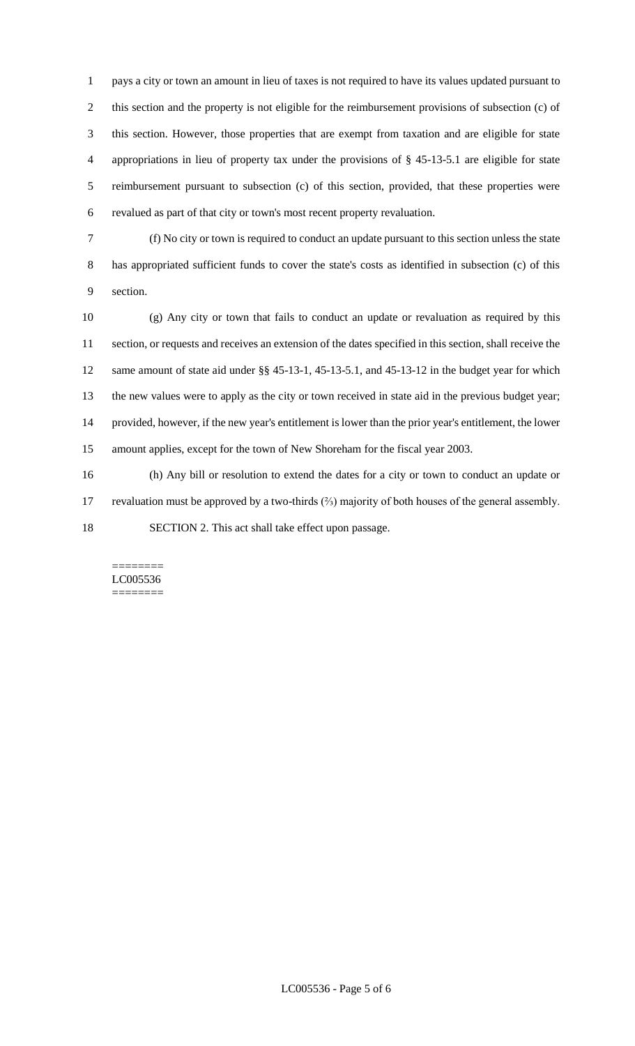pays a city or town an amount in lieu of taxes is not required to have its values updated pursuant to this section and the property is not eligible for the reimbursement provisions of subsection (c) of this section. However, those properties that are exempt from taxation and are eligible for state appropriations in lieu of property tax under the provisions of § 45-13-5.1 are eligible for state reimbursement pursuant to subsection (c) of this section, provided, that these properties were revalued as part of that city or town's most recent property revaluation.

(f) No city or town is required to conduct an update pursuant to this section unless the state has appropriated sufficient funds to cover the state's costs as identified in subsection (c) of this section.

(g) Any city or town that fails to conduct an update or revaluation as required by this section, or requests and receives an extension of the dates specified in this section, shall receive the same amount of state aid under §§ 45-13-1, 45-13-5.1, and 45-13-12 in the budget year for which the new values were to apply as the city or town received in state aid in the previous budget year; provided, however, if the new year's entitlement is lower than the prior year's entitlement, the lower amount applies, except for the town of New Shoreham for the fiscal year 2003.

(h) Any bill or resolution to extend the dates for a city or town to conduct an update or revaluation must be approved by a two-thirds (⅔) majority of both houses of the general assembly.

SECTION 2. This act shall take effect upon passage.

========
LC005536
========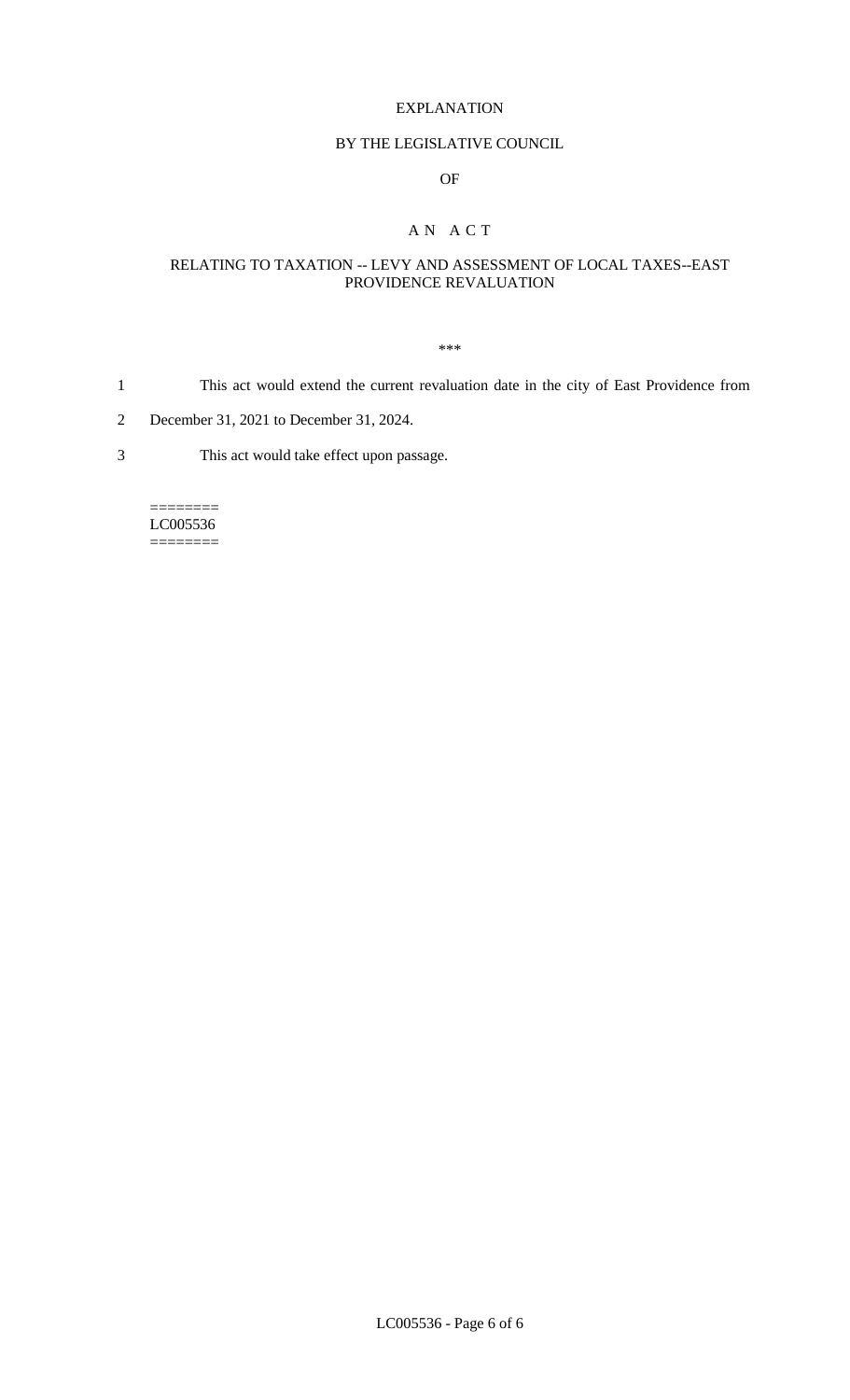EXPLANATION

BY THE LEGISLATIVE COUNCIL

OF

# A N  A C T

RELATING TO TAXATION -- LEVY AND ASSESSMENT OF LOCAL TAXES--EAST PROVIDENCE REVALUATION

\*\*\*

1 This act would extend the current revaluation date in the city of East Providence from

2 December 31, 2021 to December 31, 2024.

3 This act would take effect upon passage.

========
LC005536
========